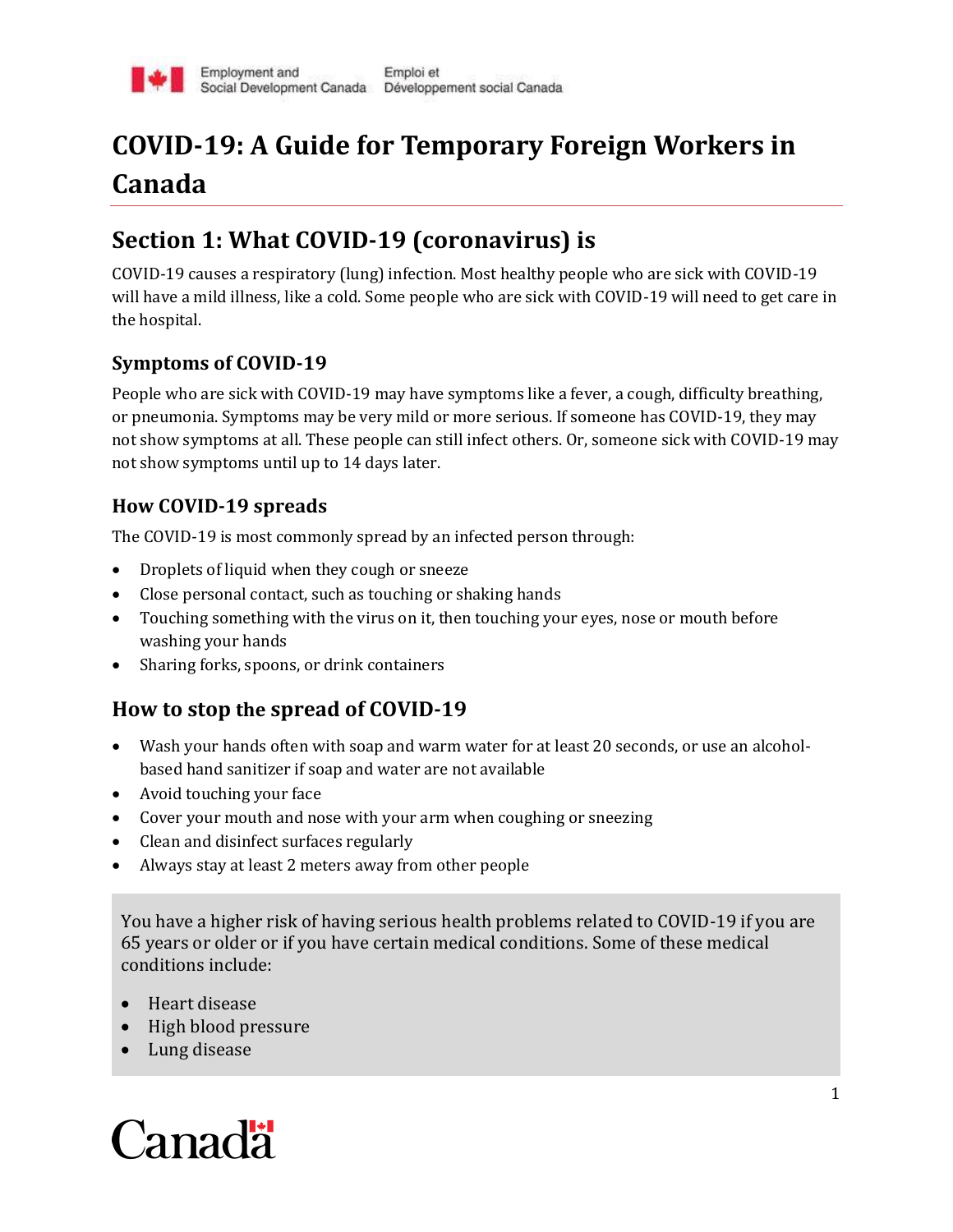# COVID-19: A Guide for Temporary Foreign Workers in Canada

## Section 1: What COVID-19 (coronavirus) is

COVID-19 causes a respiratory (lung) infection. Most healthy people who are sick with COVID-19 will have a mild illness, like a cold. Some people who are sick with COVID-19 will need to get care in the hospital.

### Symptoms of COVID-19

People who are sick with COVID-19 may have symptoms like a fever, a cough, difficulty breathing, or pneumonia. Symptoms may be very mild or more serious. If someone has COVID-19, they may not show symptoms at all. These people can still infect others. Or, someone sick with COVID-19 may not show symptoms until up to 14 days later.

### How COVID-19 spreads

The COVID-19 is most commonly spread by an infected person through:

- Droplets of liquid when they cough or sneeze
- Close personal contact, such as touching or shaking hands
- Touching something with the virus on it, then touching your eyes, nose or mouth before washing your hands
- Sharing forks, spoons, or drink containers

### How to stop the spread of COVID-19

- Wash your hands often with soap and warm water for at least 20 seconds, or use an alcohol-based hand sanitizer if soap and water are not available
- Avoid touching your face
- Cover your mouth and nose with your arm when coughing or sneezing
- Clean and disinfect surfaces regularly
- Always stay at least 2 meters away from other people

You have a higher risk of having serious health problems related to COVID-19 if you are 65 years or older or if you have certain medical conditions. Some of these medical conditions include:

- Heart disease
- High blood pressure
- Lung disease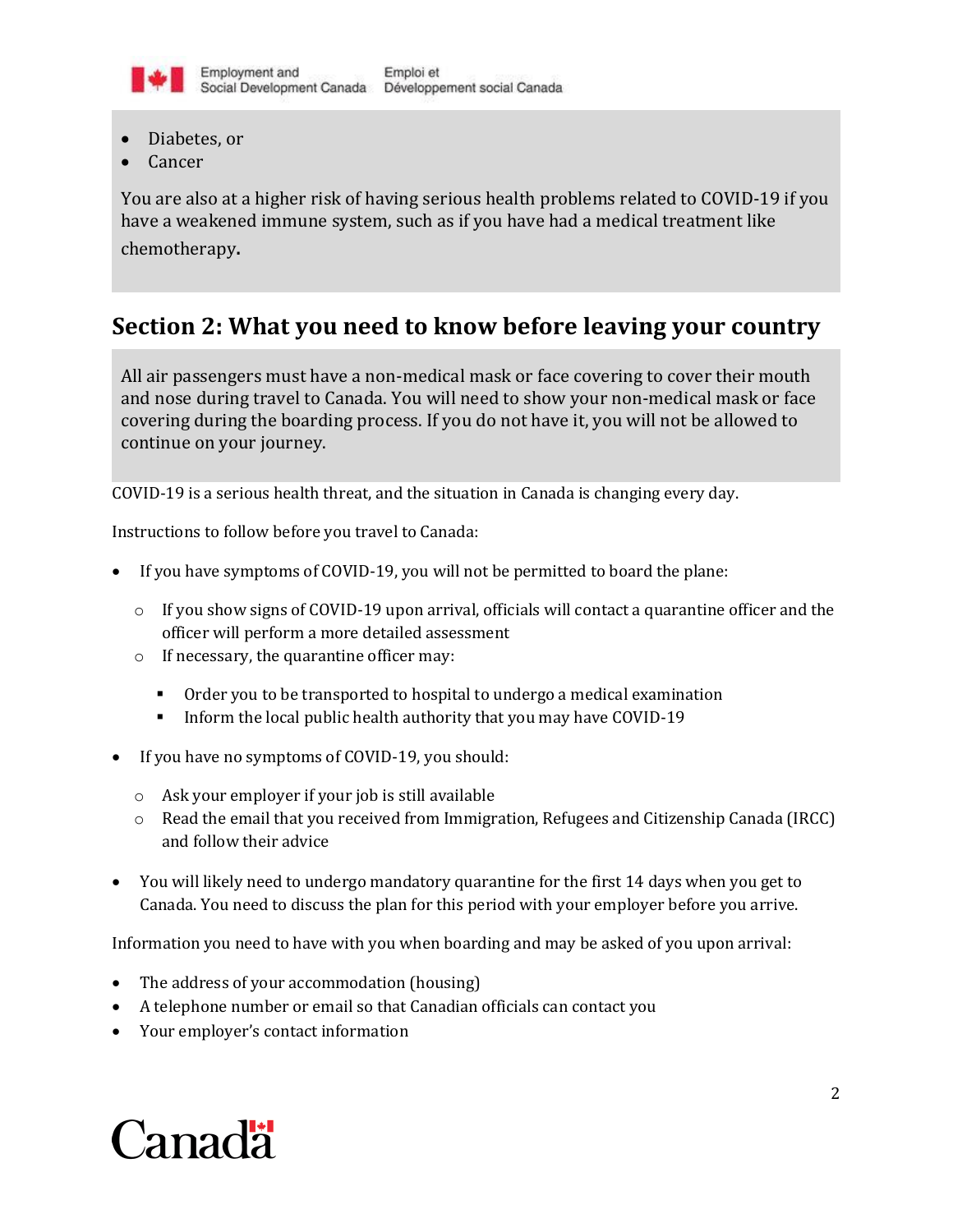- Diabetes, or
- Cancer

You are also at a higher risk of having serious health problems related to COVID-19 if you have a weakened immune system, such as if you have had a medical treatment like chemotherapy.

## Section 2: What you need to know before leaving your country

All air passengers must have a non-medical mask or face covering to cover their mouth and nose during travel to Canada. You will need to show your non-medical mask or face covering during the boarding process. If you do not have it, you will not be allowed to continue on your journey.

COVID-19 is a serious health threat, and the situation in Canada is changing every day.

Instructions to follow before you travel to Canada:

- If you have symptoms of COVID-19, you will not be permitted to board the plane:
  - If you show signs of COVID-19 upon arrival, officials will contact a quarantine officer and the officer will perform a more detailed assessment
  - If necessary, the quarantine officer may:
    - Order you to be transported to hospital to undergo a medical examination
    - Inform the local public health authority that you may have COVID-19
- If you have no symptoms of COVID-19, you should:
  - Ask your employer if your job is still available
  - Read the email that you received from Immigration, Refugees and Citizenship Canada (IRCC) and follow their advice
- You will likely need to undergo mandatory quarantine for the first 14 days when you get to Canada. You need to discuss the plan for this period with your employer before you arrive.

Information you need to have with you when boarding and may be asked of you upon arrival:

- The address of your accommodation (housing)
- A telephone number or email so that Canadian officials can contact you
- Your employer's contact information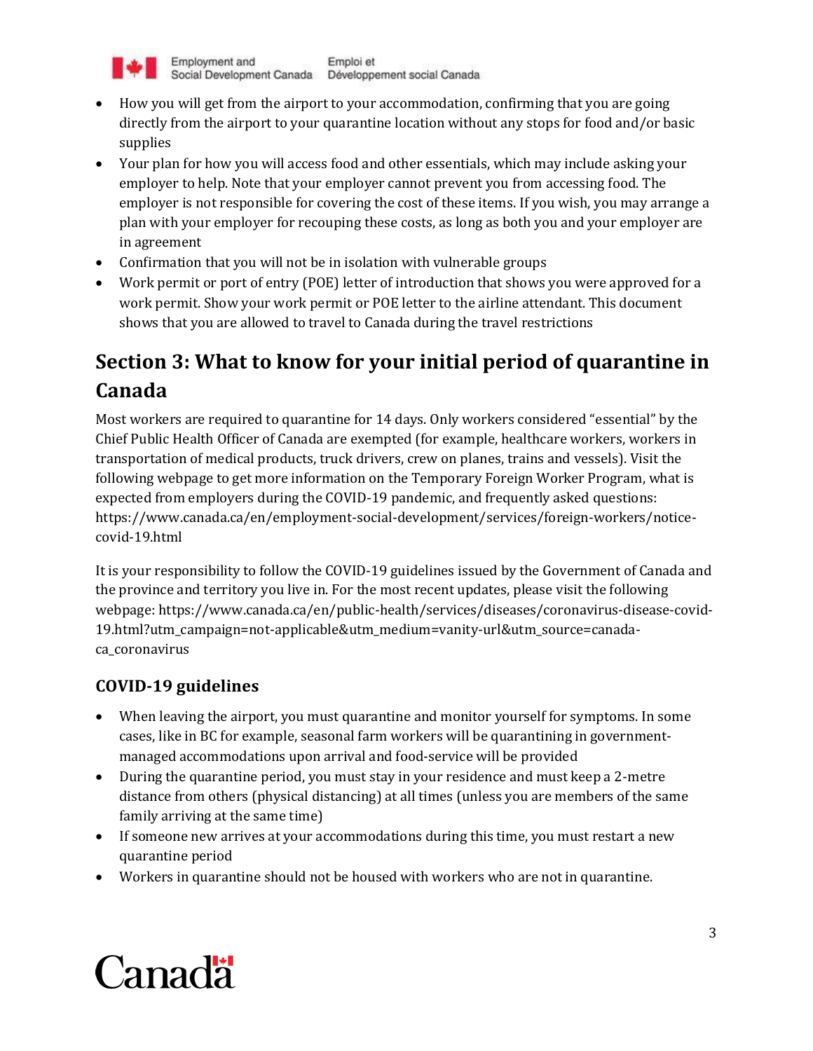- How you will get from the airport to your accommodation, confirming that you are going directly from the airport to your quarantine location without any stops for food and/or basic supplies
- Your plan for how you will access food and other essentials, which may include asking your employer to help. Note that your employer cannot prevent you from accessing food. The employer is not responsible for covering the cost of these items. If you wish, you may arrange a plan with your employer for recouping these costs, as long as both you and your employer are in agreement
- Confirmation that you will not be in isolation with vulnerable groups
- Work permit or port of entry (POE) letter of introduction that shows you were approved for a work permit. Show your work permit or POE letter to the airline attendant. This document shows that you are allowed to travel to Canada during the travel restrictions

## Section 3: What to know for your initial period of quarantine in Canada

Most workers are required to quarantine for 14 days. Only workers considered "essential" by the Chief Public Health Officer of Canada are exempted (for example, healthcare workers, workers in transportation of medical products, truck drivers, crew on planes, trains and vessels). Visit the following webpage to get more information on the Temporary Foreign Worker Program, what is expected from employers during the COVID-19 pandemic, and frequently asked questions: https://www.canada.ca/en/employment-social-development/services/foreign-workers/notice-covid-19.html

It is your responsibility to follow the COVID-19 guidelines issued by the Government of Canada and the province and territory you live in. For the most recent updates, please visit the following webpage: https://www.canada.ca/en/public-health/services/diseases/coronavirus-disease-covid-19.html?utm_campaign=not-applicable&utm_medium=vanity-url&utm_source=canada-ca_coronavirus

### COVID-19 guidelines

- When leaving the airport, you must quarantine and monitor yourself for symptoms. In some cases, like in BC for example, seasonal farm workers will be quarantining in government-managed accommodations upon arrival and food-service will be provided
- During the quarantine period, you must stay in your residence and must keep a 2-metre distance from others (physical distancing) at all times (unless you are members of the same family arriving at the same time)
- If someone new arrives at your accommodations during this time, you must restart a new quarantine period
- Workers in quarantine should not be housed with workers who are not in quarantine.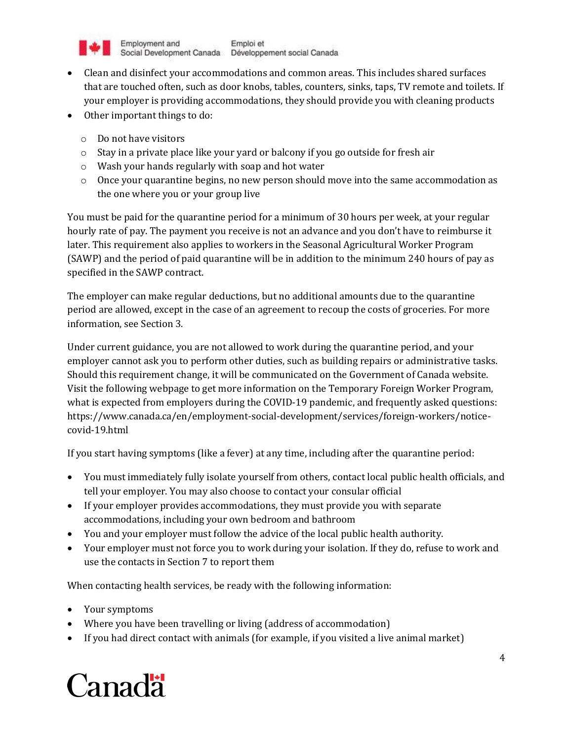- Clean and disinfect your accommodations and common areas. This includes shared surfaces that are touched often, such as door knobs, tables, counters, sinks, taps, TV remote and toilets. If your employer is providing accommodations, they should provide you with cleaning products
- Other important things to do:
  - Do not have visitors
  - Stay in a private place like your yard or balcony if you go outside for fresh air
  - Wash your hands regularly with soap and hot water
  - Once your quarantine begins, no new person should move into the same accommodation as the one where you or your group live

You must be paid for the quarantine period for a minimum of 30 hours per week, at your regular hourly rate of pay. The payment you receive is not an advance and you don't have to reimburse it later. This requirement also applies to workers in the Seasonal Agricultural Worker Program (SAWP) and the period of paid quarantine will be in addition to the minimum 240 hours of pay as specified in the SAWP contract.

The employer can make regular deductions, but no additional amounts due to the quarantine period are allowed, except in the case of an agreement to recoup the costs of groceries. For more information, see Section 3.

Under current guidance, you are not allowed to work during the quarantine period, and your employer cannot ask you to perform other duties, such as building repairs or administrative tasks. Should this requirement change, it will be communicated on the Government of Canada website. Visit the following webpage to get more information on the Temporary Foreign Worker Program, what is expected from employers during the COVID-19 pandemic, and frequently asked questions: https://www.canada.ca/en/employment-social-development/services/foreign-workers/notice-covid-19.html

If you start having symptoms (like a fever) at any time, including after the quarantine period:

- You must immediately fully isolate yourself from others, contact local public health officials, and tell your employer. You may also choose to contact your consular official
- If your employer provides accommodations, they must provide you with separate accommodations, including your own bedroom and bathroom
- You and your employer must follow the advice of the local public health authority.
- Your employer must not force you to work during your isolation. If they do, refuse to work and use the contacts in Section 7 to report them

When contacting health services, be ready with the following information:

- Your symptoms
- Where you have been travelling or living (address of accommodation)
- If you had direct contact with animals (for example, if you visited a live animal market)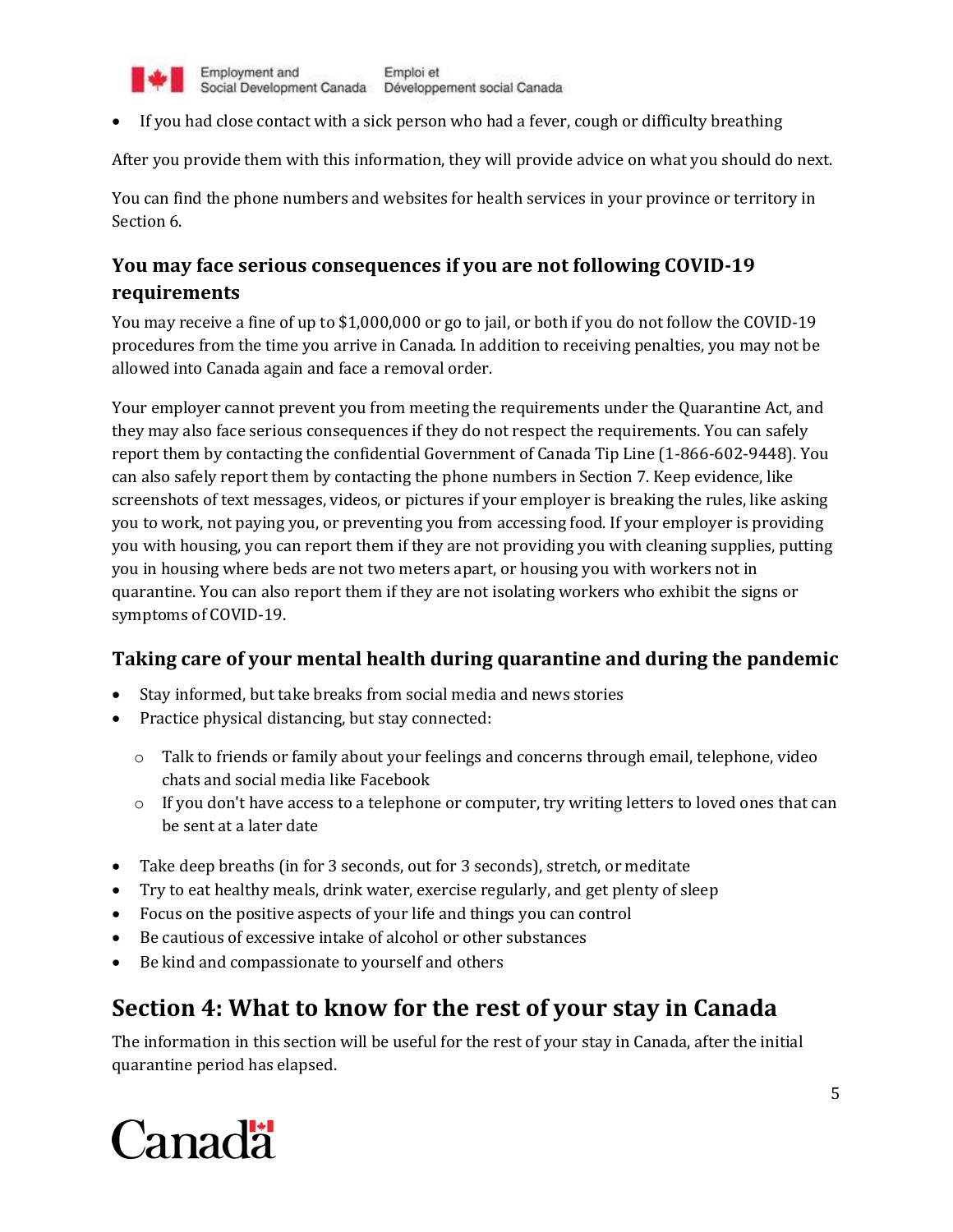- If you had close contact with a sick person who had a fever, cough or difficulty breathing

After you provide them with this information, they will provide advice on what you should do next.

You can find the phone numbers and websites for health services in your province or territory in Section 6.

### You may face serious consequences if you are not following COVID-19 requirements

You may receive a fine of up to $1,000,000 or go to jail, or both if you do not follow the COVID-19 procedures from the time you arrive in Canada. In addition to receiving penalties, you may not be allowed into Canada again and face a removal order.

Your employer cannot prevent you from meeting the requirements under the Quarantine Act, and they may also face serious consequences if they do not respect the requirements. You can safely report them by contacting the confidential Government of Canada Tip Line (1-866-602-9448). You can also safely report them by contacting the phone numbers in Section 7. Keep evidence, like screenshots of text messages, videos, or pictures if your employer is breaking the rules, like asking you to work, not paying you, or preventing you from accessing food. If your employer is providing you with housing, you can report them if they are not providing you with cleaning supplies, putting you in housing where beds are not two meters apart, or housing you with workers not in quarantine. You can also report them if they are not isolating workers who exhibit the signs or symptoms of COVID-19.

### Taking care of your mental health during quarantine and during the pandemic

- Stay informed, but take breaks from social media and news stories
- Practice physical distancing, but stay connected:
  - Talk to friends or family about your feelings and concerns through email, telephone, video chats and social media like Facebook
  - If you don't have access to a telephone or computer, try writing letters to loved ones that can be sent at a later date
- Take deep breaths (in for 3 seconds, out for 3 seconds), stretch, or meditate
- Try to eat healthy meals, drink water, exercise regularly, and get plenty of sleep
- Focus on the positive aspects of your life and things you can control
- Be cautious of excessive intake of alcohol or other substances
- Be kind and compassionate to yourself and others

## Section 4: What to know for the rest of your stay in Canada

The information in this section will be useful for the rest of your stay in Canada, after the initial quarantine period has elapsed.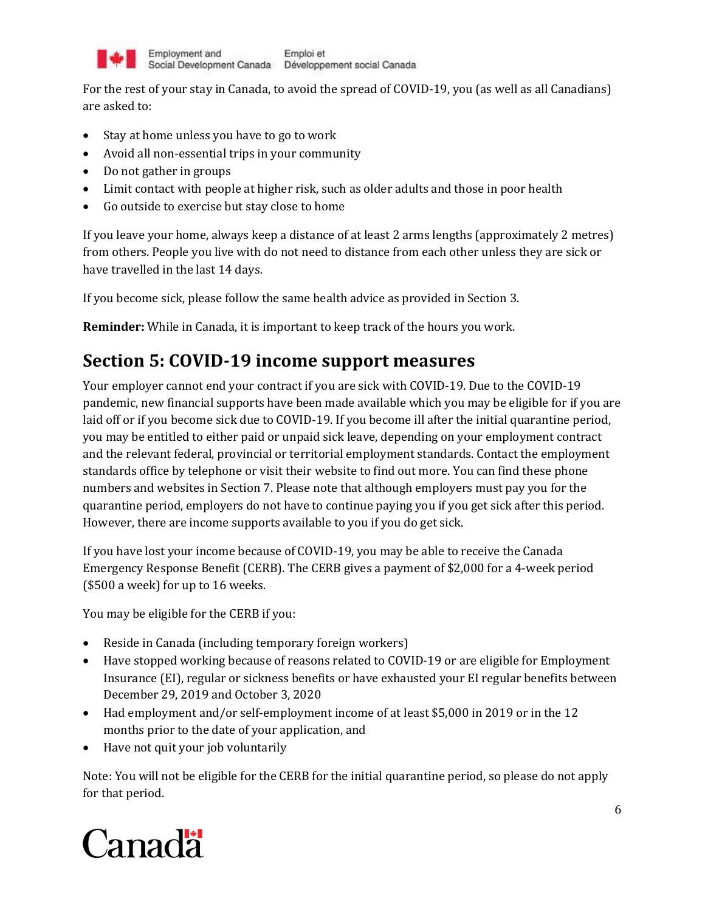For the rest of your stay in Canada, to avoid the spread of COVID-19, you (as well as all Canadians) are asked to:

- Stay at home unless you have to go to work
- Avoid all non-essential trips in your community
- Do not gather in groups
- Limit contact with people at higher risk, such as older adults and those in poor health
- Go outside to exercise but stay close to home

If you leave your home, always keep a distance of at least 2 arms lengths (approximately 2 metres) from others. People you live with do not need to distance from each other unless they are sick or have travelled in the last 14 days.

If you become sick, please follow the same health advice as provided in Section 3.

**Reminder:** While in Canada, it is important to keep track of the hours you work.

## Section 5: COVID-19 income support measures

Your employer cannot end your contract if you are sick with COVID-19. Due to the COVID-19 pandemic, new financial supports have been made available which you may be eligible for if you are laid off or if you become sick due to COVID-19. If you become ill after the initial quarantine period, you may be entitled to either paid or unpaid sick leave, depending on your employment contract and the relevant federal, provincial or territorial employment standards. Contact the employment standards office by telephone or visit their website to find out more. You can find these phone numbers and websites in Section 7. Please note that although employers must pay you for the quarantine period, employers do not have to continue paying you if you get sick after this period. However, there are income supports available to you if you do get sick.

If you have lost your income because of COVID-19, you may be able to receive the Canada Emergency Response Benefit (CERB). The CERB gives a payment of $2,000 for a 4-week period ($500 a week) for up to 16 weeks.

You may be eligible for the CERB if you:

- Reside in Canada (including temporary foreign workers)
- Have stopped working because of reasons related to COVID-19 or are eligible for Employment Insurance (EI), regular or sickness benefits or have exhausted your EI regular benefits between December 29, 2019 and October 3, 2020
- Had employment and/or self-employment income of at least $5,000 in 2019 or in the 12 months prior to the date of your application, and
- Have not quit your job voluntarily

Note: You will not be eligible for the CERB for the initial quarantine period, so please do not apply for that period.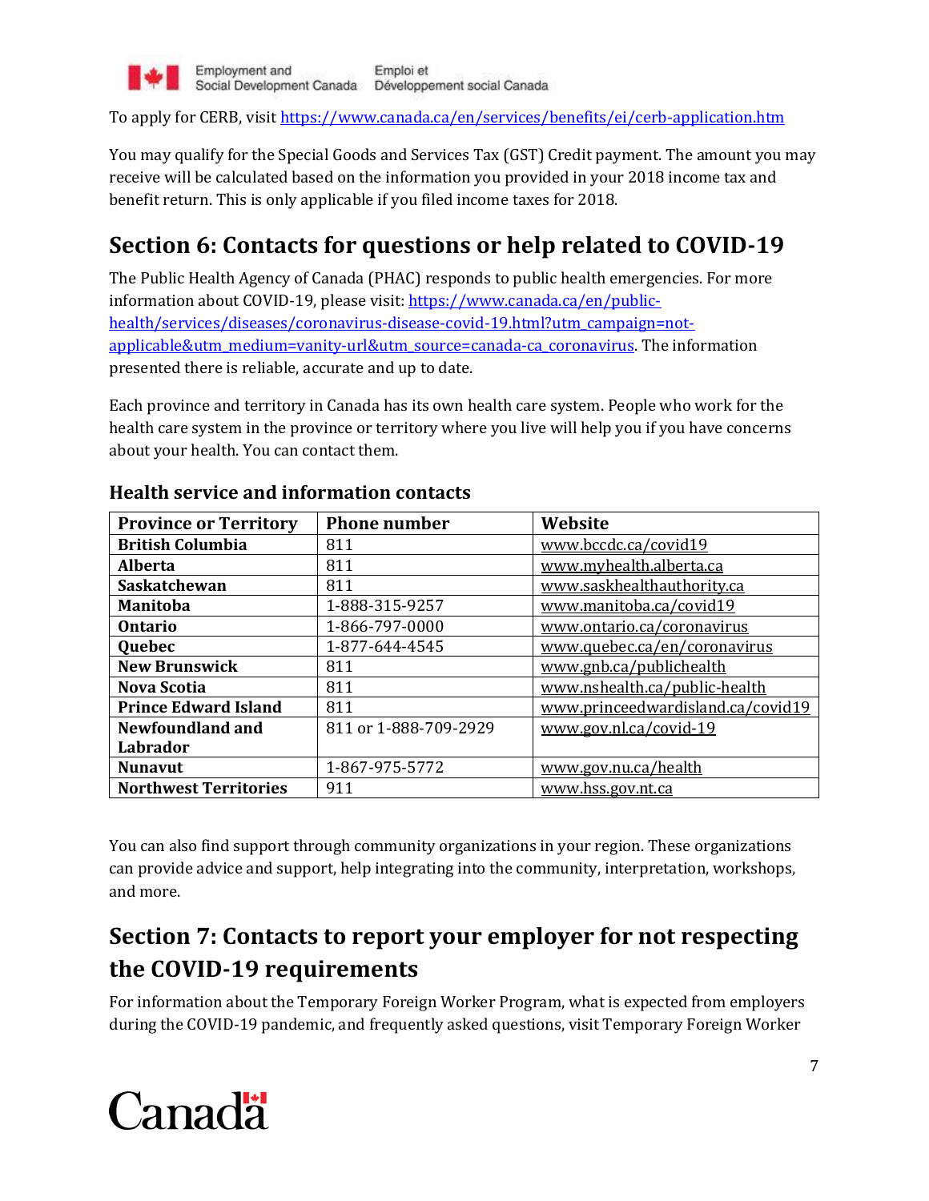To apply for CERB, visit https://www.canada.ca/en/services/benefits/ei/cerb-application.htm

You may qualify for the Special Goods and Services Tax (GST) Credit payment. The amount you may receive will be calculated based on the information you provided in your 2018 income tax and benefit return. This is only applicable if you filed income taxes for 2018.

## Section 6: Contacts for questions or help related to COVID-19

The Public Health Agency of Canada (PHAC) responds to public health emergencies. For more information about COVID-19, please visit: https://www.canada.ca/en/public-health/services/diseases/coronavirus-disease-covid-19.html?utm_campaign=not-applicable&utm_medium=vanity-url&utm_source=canada-ca_coronavirus. The information presented there is reliable, accurate and up to date.

Each province and territory in Canada has its own health care system. People who work for the health care system in the province or territory where you live will help you if you have concerns about your health. You can contact them.

### Health service and information contacts

| Province or Territory | Phone number | Website |
|---|---|---|
| **British Columbia** | 811 | www.bccdc.ca/covid19 |
| **Alberta** | 811 | www.myhealth.alberta.ca |
| **Saskatchewan** | 811 | www.saskhealthauthority.ca |
| **Manitoba** | 1-888-315-9257 | www.manitoba.ca/covid19 |
| **Ontario** | 1-866-797-0000 | www.ontario.ca/coronavirus |
| **Quebec** | 1-877-644-4545 | www.quebec.ca/en/coronavirus |
| **New Brunswick** | 811 | www.gnb.ca/publichealth |
| **Nova Scotia** | 811 | www.nshealth.ca/public-health |
| **Prince Edward Island** | 811 | www.princeedwardisland.ca/covid19 |
| **Newfoundland and Labrador** | 811 or 1-888-709-2929 | www.gov.nl.ca/covid-19 |
| **Nunavut** | 1-867-975-5772 | www.gov.nu.ca/health |
| **Northwest Territories** | 911 | www.hss.gov.nt.ca |

You can also find support through community organizations in your region. These organizations can provide advice and support, help integrating into the community, interpretation, workshops, and more.

## Section 7: Contacts to report your employer for not respecting the COVID-19 requirements

For information about the Temporary Foreign Worker Program, what is expected from employers during the COVID-19 pandemic, and frequently asked questions, visit Temporary Foreign Worker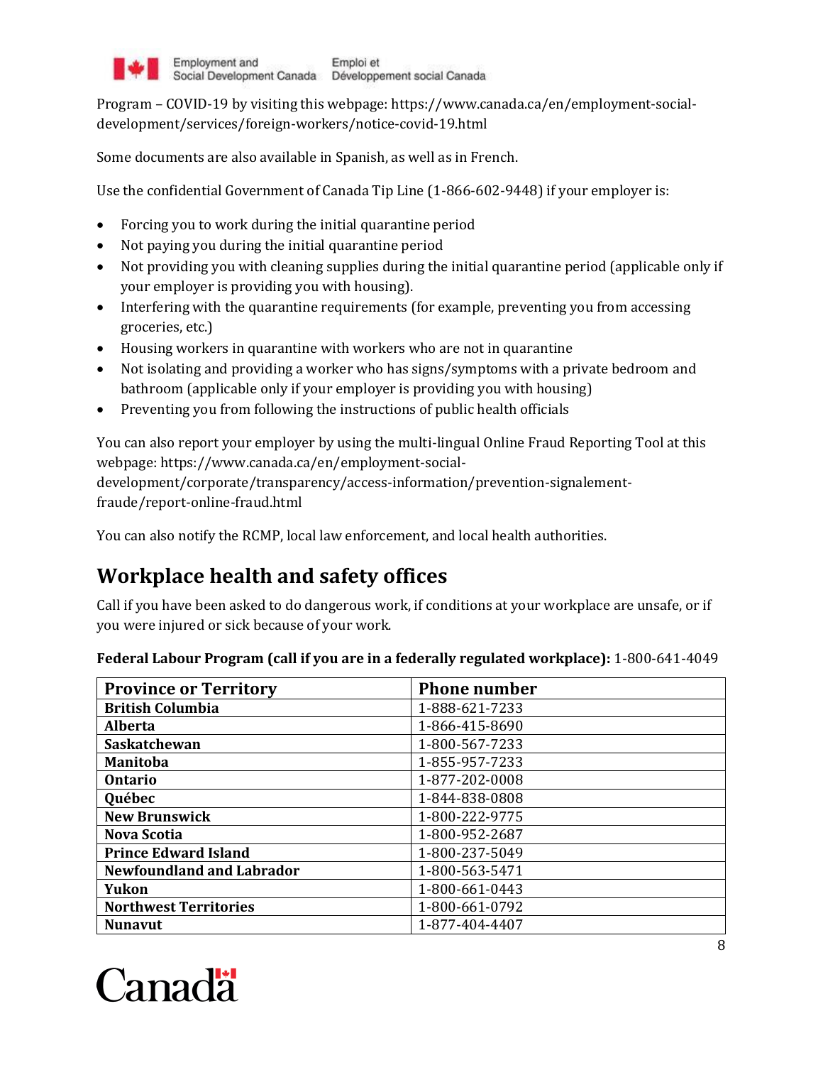Program – COVID-19 by visiting this webpage: https://www.canada.ca/en/employment-social-development/services/foreign-workers/notice-covid-19.html

Some documents are also available in Spanish, as well as in French.

Use the confidential Government of Canada Tip Line (1-866-602-9448) if your employer is:

- Forcing you to work during the initial quarantine period
- Not paying you during the initial quarantine period
- Not providing you with cleaning supplies during the initial quarantine period (applicable only if your employer is providing you with housing).
- Interfering with the quarantine requirements (for example, preventing you from accessing groceries, etc.)
- Housing workers in quarantine with workers who are not in quarantine
- Not isolating and providing a worker who has signs/symptoms with a private bedroom and bathroom (applicable only if your employer is providing you with housing)
- Preventing you from following the instructions of public health officials

You can also report your employer by using the multi-lingual Online Fraud Reporting Tool at this webpage: https://www.canada.ca/en/employment-social-development/corporate/transparency/access-information/prevention-signalement-fraude/report-online-fraud.html

You can also notify the RCMP, local law enforcement, and local health authorities.

## Workplace health and safety offices

Call if you have been asked to do dangerous work, if conditions at your workplace are unsafe, or if you were injured or sick because of your work.

**Federal Labour Program (call if you are in a federally regulated workplace):** 1-800-641-4049

| Province or Territory | Phone number |
|---|---|
| **British Columbia** | 1-888-621-7233 |
| **Alberta** | 1-866-415-8690 |
| **Saskatchewan** | 1-800-567-7233 |
| **Manitoba** | 1-855-957-7233 |
| **Ontario** | 1-877-202-0008 |
| **Québec** | 1-844-838-0808 |
| **New Brunswick** | 1-800-222-9775 |
| **Nova Scotia** | 1-800-952-2687 |
| **Prince Edward Island** | 1-800-237-5049 |
| **Newfoundland and Labrador** | 1-800-563-5471 |
| **Yukon** | 1-800-661-0443 |
| **Northwest Territories** | 1-800-661-0792 |
| **Nunavut** | 1-877-404-4407 |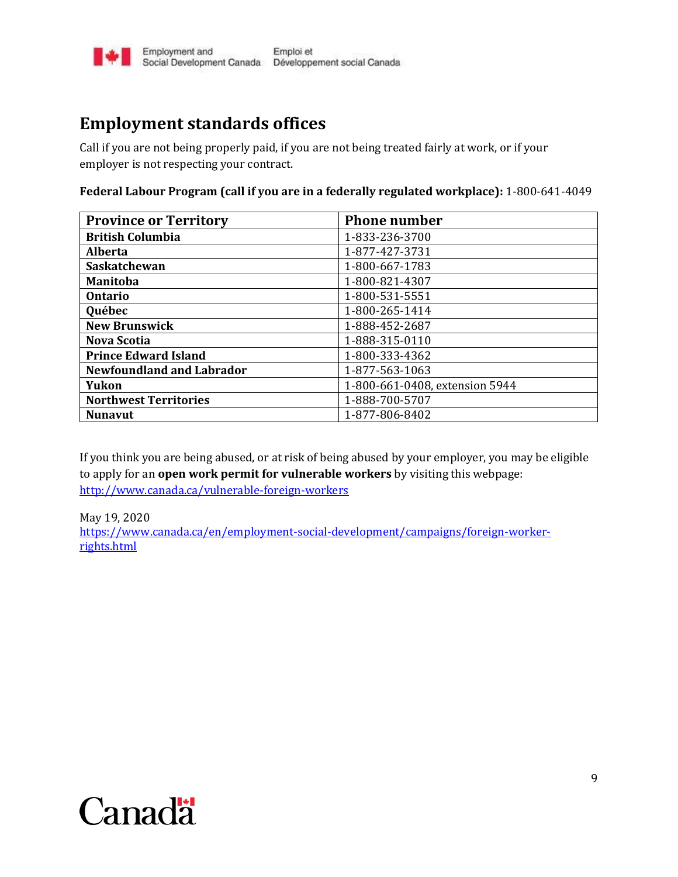## Employment standards offices

Call if you are not being properly paid, if you are not being treated fairly at work, or if your employer is not respecting your contract.

**Federal Labour Program (call if you are in a federally regulated workplace):** 1-800-641-4049

| Province or Territory | Phone number |
|---|---|
| **British Columbia** | 1-833-236-3700 |
| **Alberta** | 1-877-427-3731 |
| **Saskatchewan** | 1-800-667-1783 |
| **Manitoba** | 1-800-821-4307 |
| **Ontario** | 1-800-531-5551 |
| **Québec** | 1-800-265-1414 |
| **New Brunswick** | 1-888-452-2687 |
| **Nova Scotia** | 1-888-315-0110 |
| **Prince Edward Island** | 1-800-333-4362 |
| **Newfoundland and Labrador** | 1-877-563-1063 |
| **Yukon** | 1-800-661-0408, extension 5944 |
| **Northwest Territories** | 1-888-700-5707 |
| **Nunavut** | 1-877-806-8402 |

If you think you are being abused, or at risk of being abused by your employer, you may be eligible to apply for an **open work permit for vulnerable workers** by visiting this webpage: [http://www.canada.ca/vulnerable-foreign-workers](http://www.canada.ca/vulnerable-foreign-workers)

May 19, 2020
[https://www.canada.ca/en/employment-social-development/campaigns/foreign-worker-rights.html](https://www.canada.ca/en/employment-social-development/campaigns/foreign-worker-rights.html)